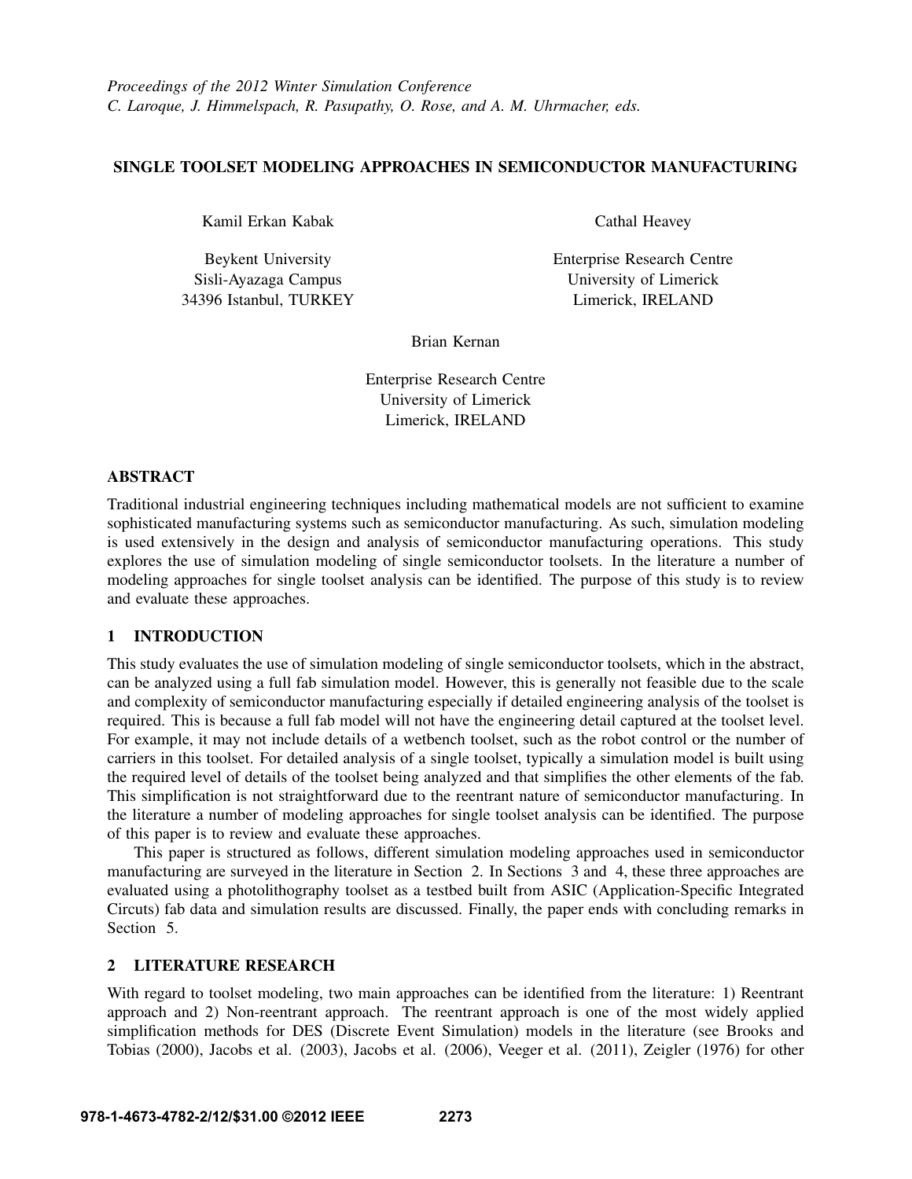*Proceedings of the 2012 Winter Simulation Conference*
*C. Laroque, J. Himmelspach, R. Pasupathy, O. Rose, and A. M. Uhrmacher, eds.*

# SINGLE TOOLSET MODELING APPROACHES IN SEMICONDUCTOR MANUFACTURING

Kamil Erkan Kabak

Beykent University
Sisli-Ayazaga Campus
34396 Istanbul, TURKEY

Cathal Heavey

Enterprise Research Centre
University of Limerick
Limerick, IRELAND

Brian Kernan

Enterprise Research Centre
University of Limerick
Limerick, IRELAND

## ABSTRACT

Traditional industrial engineering techniques including mathematical models are not sufficient to examine sophisticated manufacturing systems such as semiconductor manufacturing. As such, simulation modeling is used extensively in the design and analysis of semiconductor manufacturing operations. This study explores the use of simulation modeling of single semiconductor toolsets. In the literature a number of modeling approaches for single toolset analysis can be identified. The purpose of this study is to review and evaluate these approaches.

## 1 INTRODUCTION

This study evaluates the use of simulation modeling of single semiconductor toolsets, which in the abstract, can be analyzed using a full fab simulation model. However, this is generally not feasible due to the scale and complexity of semiconductor manufacturing especially if detailed engineering analysis of the toolset is required. This is because a full fab model will not have the engineering detail captured at the toolset level. For example, it may not include details of a wetbench toolset, such as the robot control or the number of carriers in this toolset. For detailed analysis of a single toolset, typically a simulation model is built using the required level of details of the toolset being analyzed and that simplifies the other elements of the fab. This simplification is not straightforward due to the reentrant nature of semiconductor manufacturing. In the literature a number of modeling approaches for single toolset analysis can be identified. The purpose of this paper is to review and evaluate these approaches.

This paper is structured as follows, different simulation modeling approaches used in semiconductor manufacturing are surveyed in the literature in Section 2. In Sections 3 and 4, these three approaches are evaluated using a photolithography toolset as a testbed built from ASIC (Application-Specific Integrated Circuts) fab data and simulation results are discussed. Finally, the paper ends with concluding remarks in Section 5.

## 2 LITERATURE RESEARCH

With regard to toolset modeling, two main approaches can be identified from the literature: 1) Reentrant approach and 2) Non-reentrant approach. The reentrant approach is one of the most widely applied simplification methods for DES (Discrete Event Simulation) models in the literature (see Brooks and Tobias (2000), Jacobs et al. (2003), Jacobs et al. (2006), Veeger et al. (2011), Zeigler (1976) for other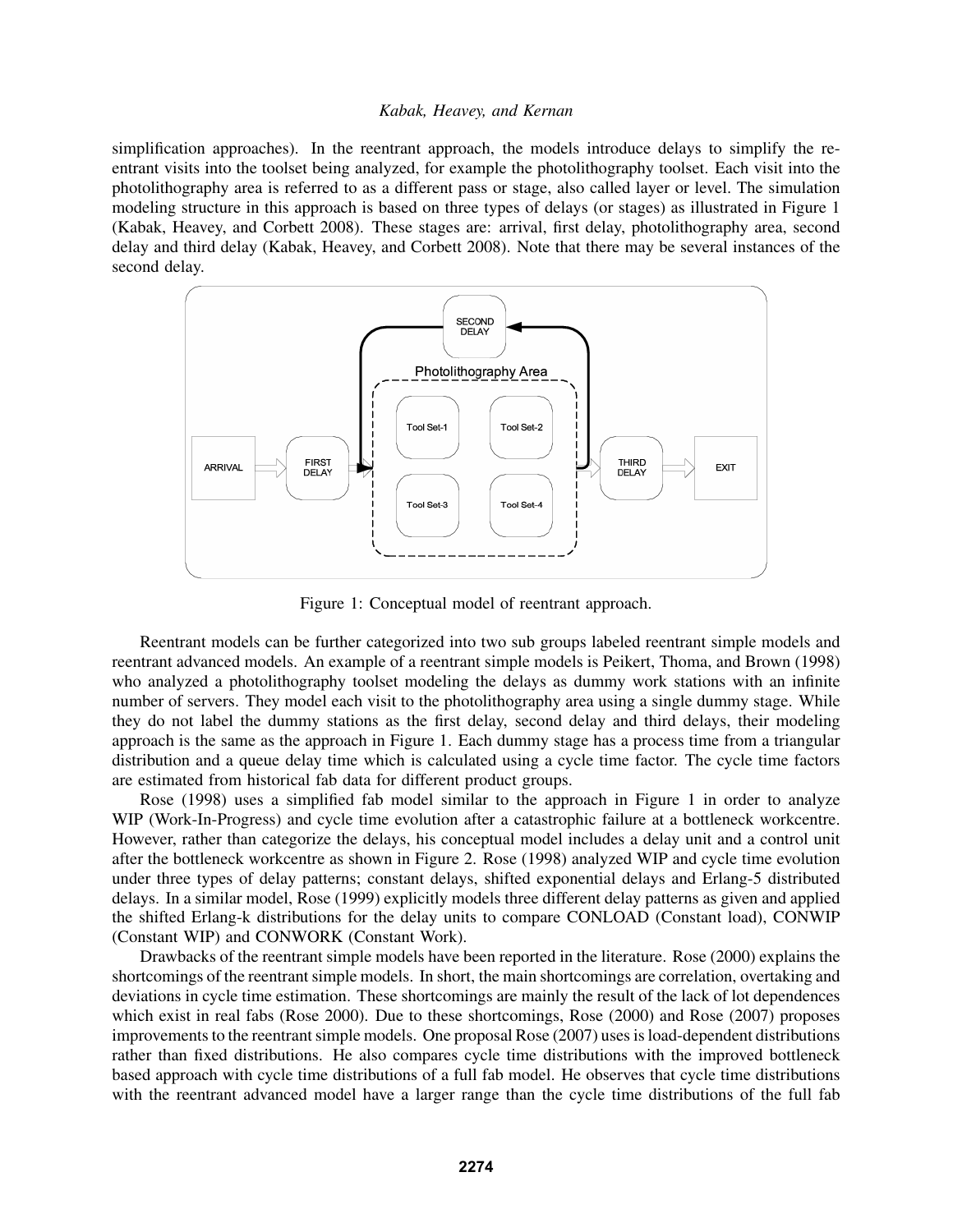simplification approaches). In the reentrant approach, the models introduce delays to simplify the reentrant visits into the toolset being analyzed, for example the photolithography toolset. Each visit into the photolithography area is referred to as a different pass or stage, also called layer or level. The simulation modeling structure in this approach is based on three types of delays (or stages) as illustrated in Figure 1 (Kabak, Heavey, and Corbett 2008). These stages are: arrival, first delay, photolithography area, second delay and third delay (Kabak, Heavey, and Corbett 2008). Note that there may be several instances of the second delay.

Figure 1: Conceptual model of reentrant approach.

Reentrant models can be further categorized into two sub groups labeled reentrant simple models and reentrant advanced models. An example of a reentrant simple models is Peikert, Thoma, and Brown (1998) who analyzed a photolithography toolset modeling the delays as dummy work stations with an infinite number of servers. They model each visit to the photolithography area using a single dummy stage. While they do not label the dummy stations as the first delay, second delay and third delays, their modeling approach is the same as the approach in Figure 1. Each dummy stage has a process time from a triangular distribution and a queue delay time which is calculated using a cycle time factor. The cycle time factors are estimated from historical fab data for different product groups.

Rose (1998) uses a simplified fab model similar to the approach in Figure 1 in order to analyze WIP (Work-In-Progress) and cycle time evolution after a catastrophic failure at a bottleneck workcentre. However, rather than categorize the delays, his conceptual model includes a delay unit and a control unit after the bottleneck workcentre as shown in Figure 2. Rose (1998) analyzed WIP and cycle time evolution under three types of delay patterns; constant delays, shifted exponential delays and Erlang-5 distributed delays. In a similar model, Rose (1999) explicitly models three different delay patterns as given and applied the shifted Erlang-k distributions for the delay units to compare CONLOAD (Constant load), CONWIP (Constant WIP) and CONWORK (Constant Work).

Drawbacks of the reentrant simple models have been reported in the literature. Rose (2000) explains the shortcomings of the reentrant simple models. In short, the main shortcomings are correlation, overtaking and deviations in cycle time estimation. These shortcomings are mainly the result of the lack of lot dependences which exist in real fabs (Rose 2000). Due to these shortcomings, Rose (2000) and Rose (2007) proposes improvements to the reentrant simple models. One proposal Rose (2007) uses is load-dependent distributions rather than fixed distributions. He also compares cycle time distributions with the improved bottleneck based approach with cycle time distributions of a full fab model. He observes that cycle time distributions with the reentrant advanced model have a larger range than the cycle time distributions of the full fab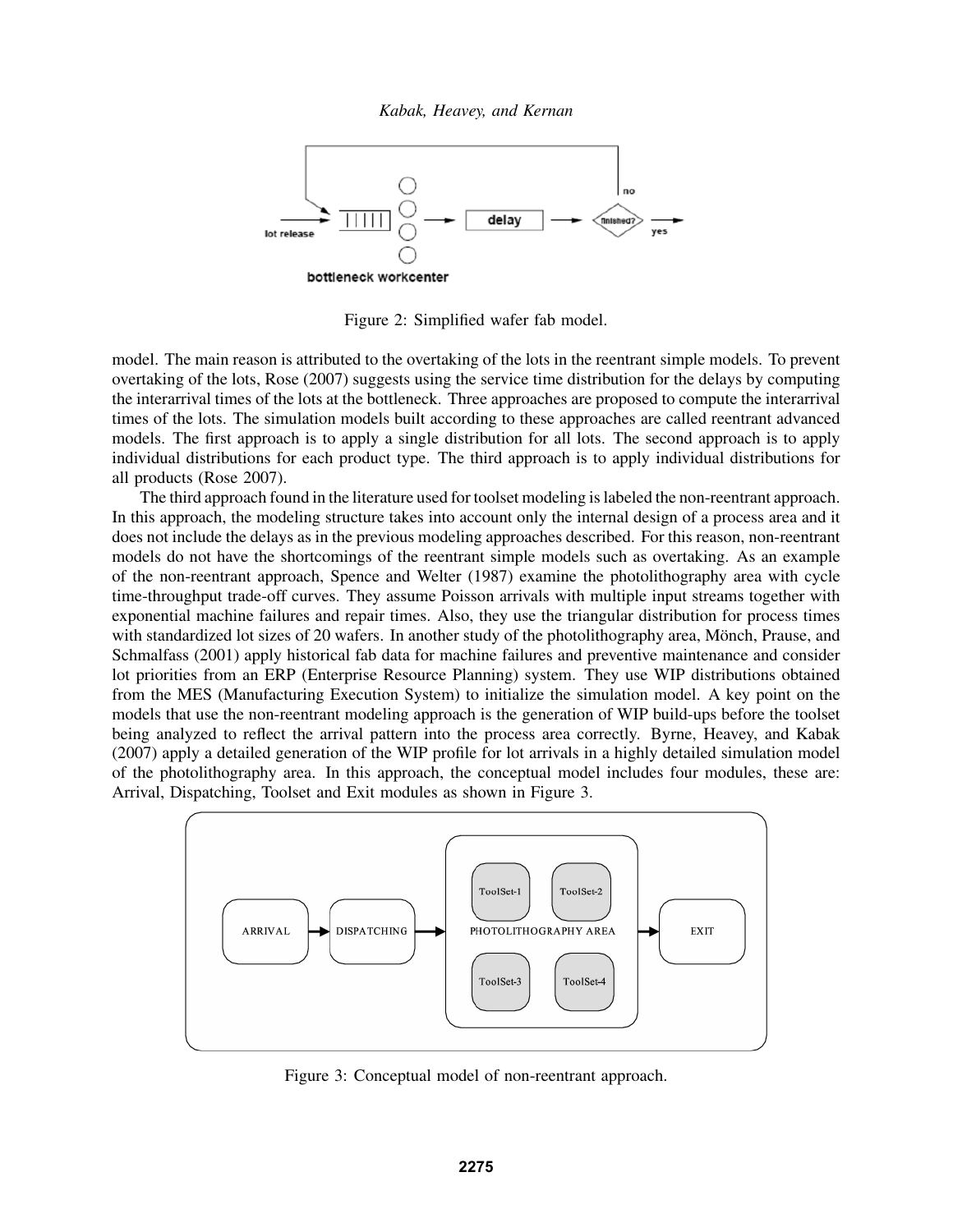Figure 2: Simplified wafer fab model.

model. The main reason is attributed to the overtaking of the lots in the reentrant simple models. To prevent overtaking of the lots, Rose (2007) suggests using the service time distribution for the delays by computing the interarrival times of the lots at the bottleneck. Three approaches are proposed to compute the interarrival times of the lots. The simulation models built according to these approaches are called reentrant advanced models. The first approach is to apply a single distribution for all lots. The second approach is to apply individual distributions for each product type. The third approach is to apply individual distributions for all products (Rose 2007).

The third approach found in the literature used for toolset modeling is labeled the non-reentrant approach. In this approach, the modeling structure takes into account only the internal design of a process area and it does not include the delays as in the previous modeling approaches described. For this reason, non-reentrant models do not have the shortcomings of the reentrant simple models such as overtaking. As an example of the non-reentrant approach, Spence and Welter (1987) examine the photolithography area with cycle time-throughput trade-off curves. They assume Poisson arrivals with multiple input streams together with exponential machine failures and repair times. Also, they use the triangular distribution for process times with standardized lot sizes of 20 wafers. In another study of the photolithography area, Mönch, Prause, and Schmalfass (2001) apply historical fab data for machine failures and preventive maintenance and consider lot priorities from an ERP (Enterprise Resource Planning) system. They use WIP distributions obtained from the MES (Manufacturing Execution System) to initialize the simulation model. A key point on the models that use the non-reentrant modeling approach is the generation of WIP build-ups before the toolset being analyzed to reflect the arrival pattern into the process area correctly. Byrne, Heavey, and Kabak (2007) apply a detailed generation of the WIP profile for lot arrivals in a highly detailed simulation model of the photolithography area. In this approach, the conceptual model includes four modules, these are: Arrival, Dispatching, Toolset and Exit modules as shown in Figure 3.

Figure 3: Conceptual model of non-reentrant approach.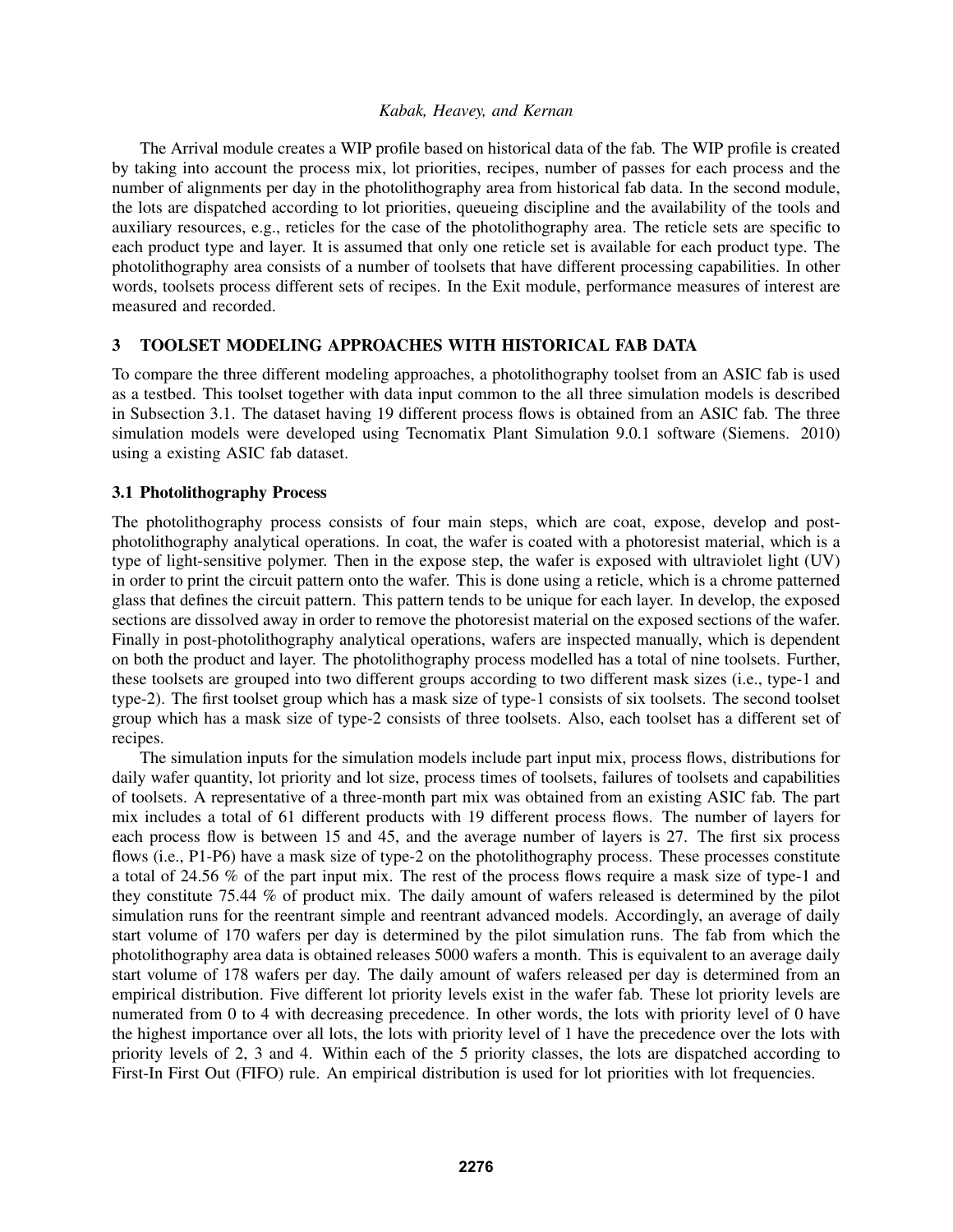The Arrival module creates a WIP profile based on historical data of the fab. The WIP profile is created by taking into account the process mix, lot priorities, recipes, number of passes for each process and the number of alignments per day in the photolithography area from historical fab data. In the second module, the lots are dispatched according to lot priorities, queueing discipline and the availability of the tools and auxiliary resources, e.g., reticles for the case of the photolithography area. The reticle sets are specific to each product type and layer. It is assumed that only one reticle set is available for each product type. The photolithography area consists of a number of toolsets that have different processing capabilities. In other words, toolsets process different sets of recipes. In the Exit module, performance measures of interest are measured and recorded.

## 3 TOOLSET MODELING APPROACHES WITH HISTORICAL FAB DATA

To compare the three different modeling approaches, a photolithography toolset from an ASIC fab is used as a testbed. This toolset together with data input common to the all three simulation models is described in Subsection 3.1. The dataset having 19 different process flows is obtained from an ASIC fab. The three simulation models were developed using Tecnomatix Plant Simulation 9.0.1 software (Siemens. 2010) using a existing ASIC fab dataset.

### 3.1 Photolithography Process

The photolithography process consists of four main steps, which are coat, expose, develop and post-photolithography analytical operations. In coat, the wafer is coated with a photoresist material, which is a type of light-sensitive polymer. Then in the expose step, the wafer is exposed with ultraviolet light (UV) in order to print the circuit pattern onto the wafer. This is done using a reticle, which is a chrome patterned glass that defines the circuit pattern. This pattern tends to be unique for each layer. In develop, the exposed sections are dissolved away in order to remove the photoresist material on the exposed sections of the wafer. Finally in post-photolithography analytical operations, wafers are inspected manually, which is dependent on both the product and layer. The photolithography process modelled has a total of nine toolsets. Further, these toolsets are grouped into two different groups according to two different mask sizes (i.e., type-1 and type-2). The first toolset group which has a mask size of type-1 consists of six toolsets. The second toolset group which has a mask size of type-2 consists of three toolsets. Also, each toolset has a different set of recipes.

The simulation inputs for the simulation models include part input mix, process flows, distributions for daily wafer quantity, lot priority and lot size, process times of toolsets, failures of toolsets and capabilities of toolsets. A representative of a three-month part mix was obtained from an existing ASIC fab. The part mix includes a total of 61 different products with 19 different process flows. The number of layers for each process flow is between 15 and 45, and the average number of layers is 27. The first six process flows (i.e., P1-P6) have a mask size of type-2 on the photolithography process. These processes constitute a total of 24.56 % of the part input mix. The rest of the process flows require a mask size of type-1 and they constitute 75.44 % of product mix. The daily amount of wafers released is determined by the pilot simulation runs for the reentrant simple and reentrant advanced models. Accordingly, an average of daily start volume of 170 wafers per day is determined by the pilot simulation runs. The fab from which the photolithography area data is obtained releases 5000 wafers a month. This is equivalent to an average daily start volume of 178 wafers per day. The daily amount of wafers released per day is determined from an empirical distribution. Five different lot priority levels exist in the wafer fab. These lot priority levels are numerated from 0 to 4 with decreasing precedence. In other words, the lots with priority level of 0 have the highest importance over all lots, the lots with priority level of 1 have the precedence over the lots with priority levels of 2, 3 and 4. Within each of the 5 priority classes, the lots are dispatched according to First-In First Out (FIFO) rule. An empirical distribution is used for lot priorities with lot frequencies.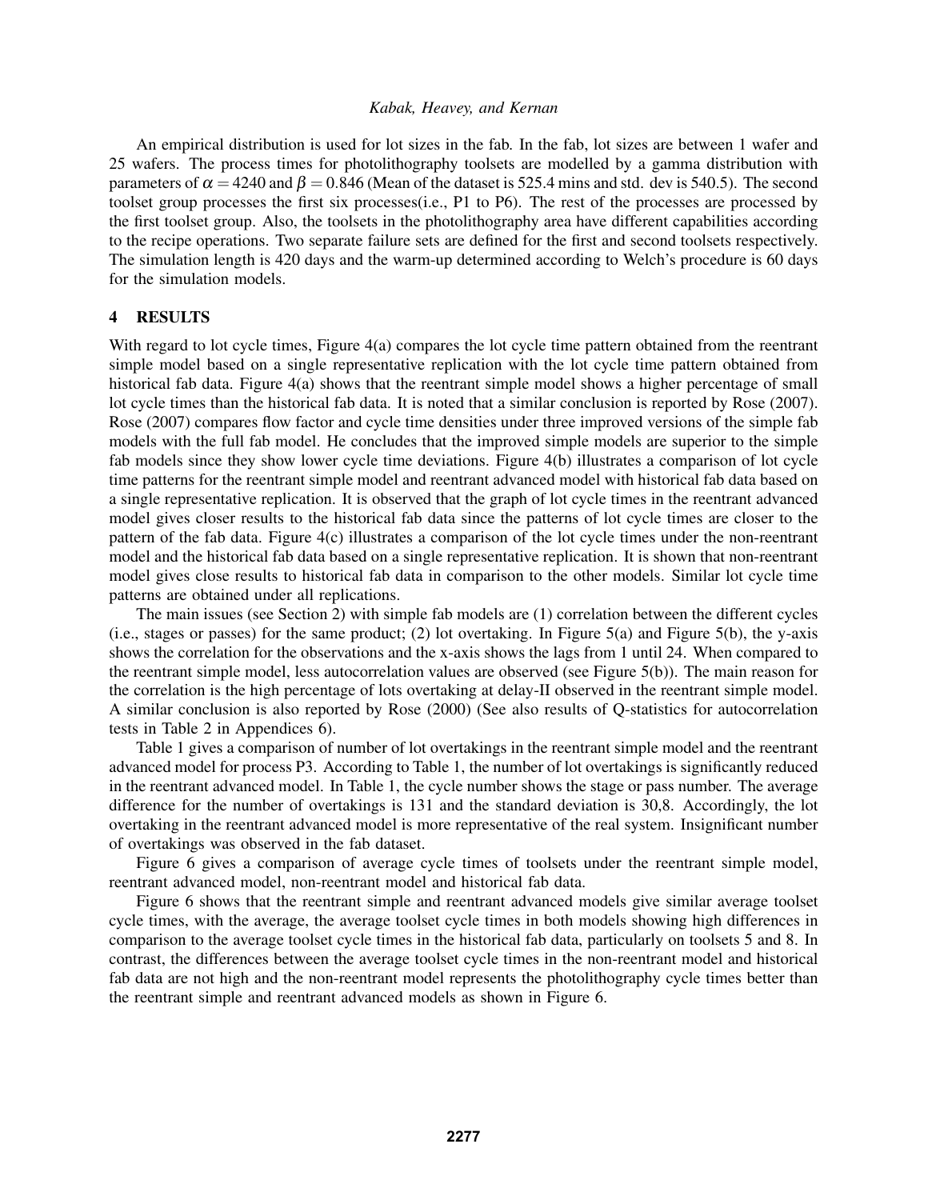An empirical distribution is used for lot sizes in the fab. In the fab, lot sizes are between 1 wafer and 25 wafers. The process times for photolithography toolsets are modelled by a gamma distribution with parameters of $\alpha = 4240$ and $\beta = 0.846$ (Mean of the dataset is 525.4 mins and std. dev is 540.5). The second toolset group processes the first six processes(i.e., P1 to P6). The rest of the processes are processed by the first toolset group. Also, the toolsets in the photolithography area have different capabilities according to the recipe operations. Two separate failure sets are defined for the first and second toolsets respectively. The simulation length is 420 days and the warm-up determined according to Welch's procedure is 60 days for the simulation models.

## 4 RESULTS

With regard to lot cycle times, Figure 4(a) compares the lot cycle time pattern obtained from the reentrant simple model based on a single representative replication with the lot cycle time pattern obtained from historical fab data. Figure 4(a) shows that the reentrant simple model shows a higher percentage of small lot cycle times than the historical fab data. It is noted that a similar conclusion is reported by Rose (2007). Rose (2007) compares flow factor and cycle time densities under three improved versions of the simple fab models with the full fab model. He concludes that the improved simple models are superior to the simple fab models since they show lower cycle time deviations. Figure 4(b) illustrates a comparison of lot cycle time patterns for the reentrant simple model and reentrant advanced model with historical fab data based on a single representative replication. It is observed that the graph of lot cycle times in the reentrant advanced model gives closer results to the historical fab data since the patterns of lot cycle times are closer to the pattern of the fab data. Figure 4(c) illustrates a comparison of the lot cycle times under the non-reentrant model and the historical fab data based on a single representative replication. It is shown that non-reentrant model gives close results to historical fab data in comparison to the other models. Similar lot cycle time patterns are obtained under all replications.

The main issues (see Section 2) with simple fab models are (1) correlation between the different cycles (i.e., stages or passes) for the same product; (2) lot overtaking. In Figure 5(a) and Figure 5(b), the y-axis shows the correlation for the observations and the x-axis shows the lags from 1 until 24. When compared to the reentrant simple model, less autocorrelation values are observed (see Figure 5(b)). The main reason for the correlation is the high percentage of lots overtaking at delay-II observed in the reentrant simple model. A similar conclusion is also reported by Rose (2000) (See also results of Q-statistics for autocorrelation tests in Table 2 in Appendices 6).

Table 1 gives a comparison of number of lot overtakings in the reentrant simple model and the reentrant advanced model for process P3. According to Table 1, the number of lot overtakings is significantly reduced in the reentrant advanced model. In Table 1, the cycle number shows the stage or pass number. The average difference for the number of overtakings is 131 and the standard deviation is 30,8. Accordingly, the lot overtaking in the reentrant advanced model is more representative of the real system. Insignificant number of overtakings was observed in the fab dataset.

Figure 6 gives a comparison of average cycle times of toolsets under the reentrant simple model, reentrant advanced model, non-reentrant model and historical fab data.

Figure 6 shows that the reentrant simple and reentrant advanced models give similar average toolset cycle times, with the average, the average toolset cycle times in both models showing high differences in comparison to the average toolset cycle times in the historical fab data, particularly on toolsets 5 and 8. In contrast, the differences between the average toolset cycle times in the non-reentrant model and historical fab data are not high and the non-reentrant model represents the photolithography cycle times better than the reentrant simple and reentrant advanced models as shown in Figure 6.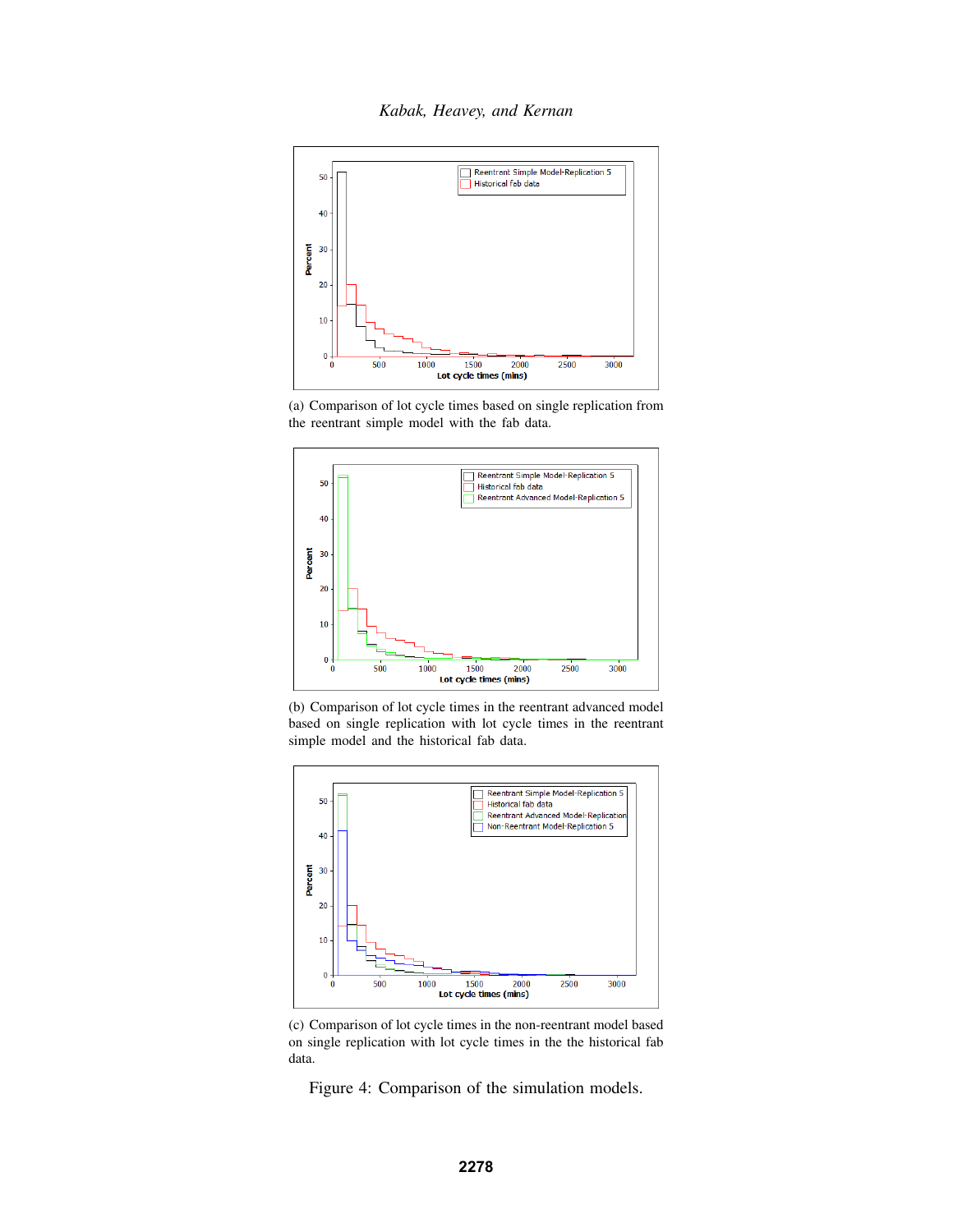(a) Comparison of lot cycle times based on single replication from the reentrant simple model with the fab data.

(b) Comparison of lot cycle times in the reentrant advanced model based on single replication with lot cycle times in the reentrant simple model and the historical fab data.

(c) Comparison of lot cycle times in the non-reentrant model based on single replication with lot cycle times in the the historical fab data.

Figure 4: Comparison of the simulation models.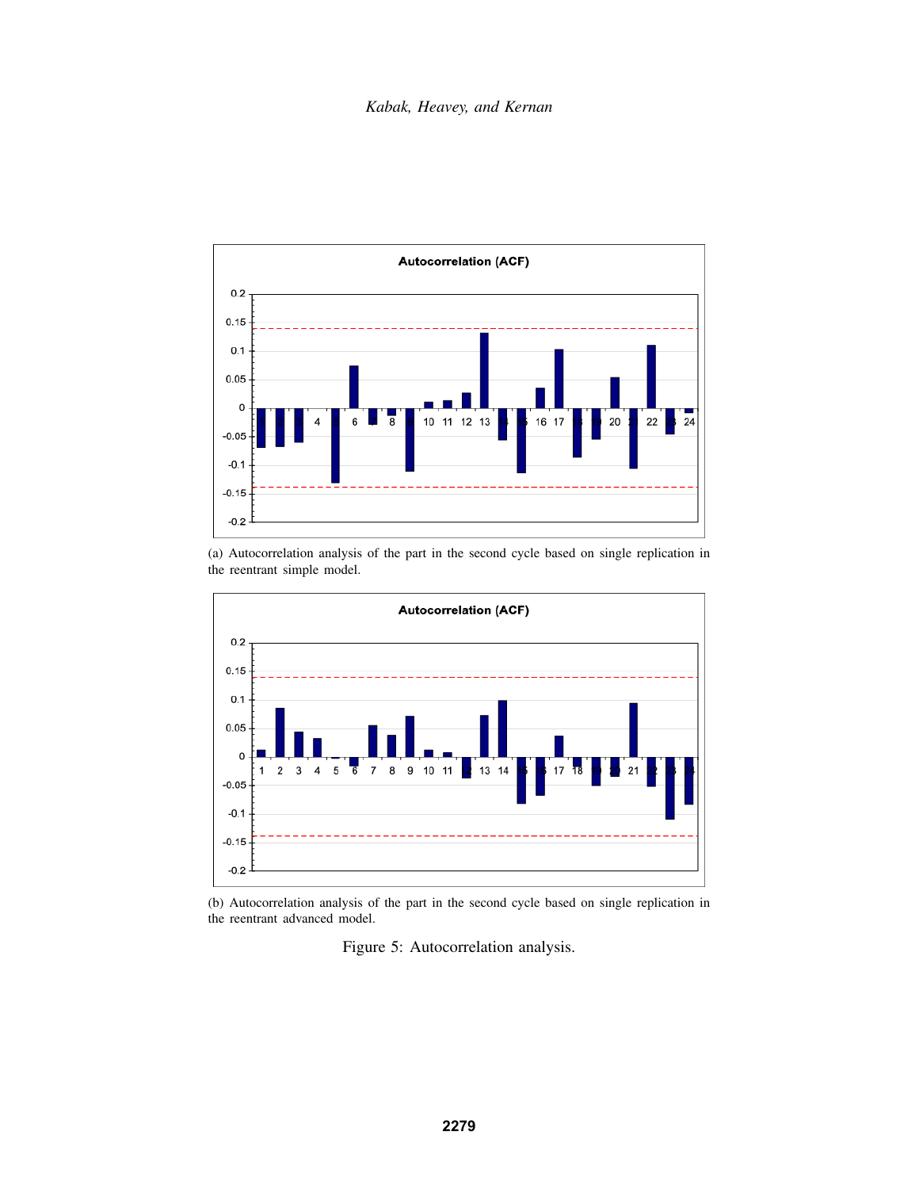(a) Autocorrelation analysis of the part in the second cycle based on single replication in the reentrant simple model.

(b) Autocorrelation analysis of the part in the second cycle based on single replication in the reentrant advanced model.

Figure 5: Autocorrelation analysis.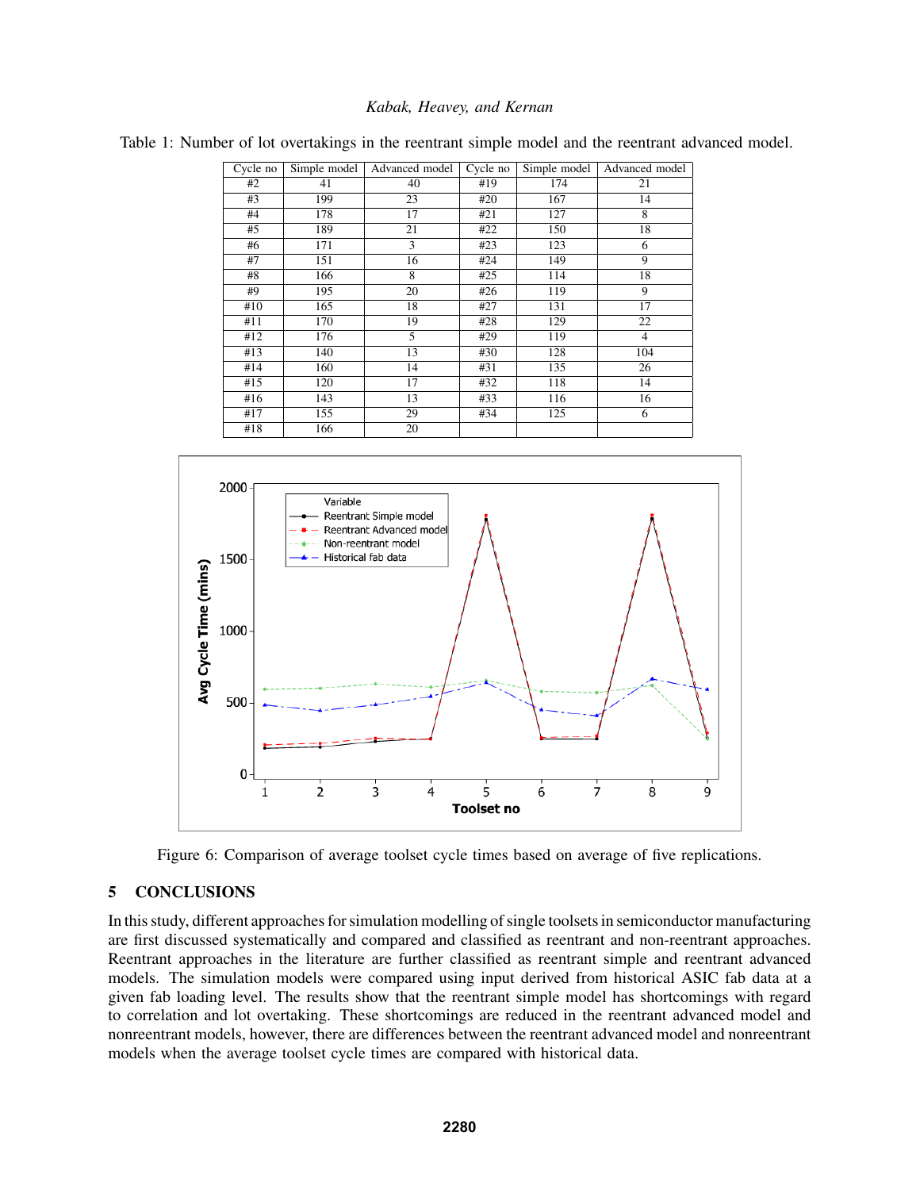Table 1: Number of lot overtakings in the reentrant simple model and the reentrant advanced model.

| Cycle no | Simple model | Advanced model | Cycle no | Simple model | Advanced model |
|---|---|---|---|---|---|
| #2 | 41 | 40 | #19 | 174 | 21 |
| #3 | 199 | 23 | #20 | 167 | 14 |
| #4 | 178 | 17 | #21 | 127 | 8 |
| #5 | 189 | 21 | #22 | 150 | 18 |
| #6 | 171 | 3 | #23 | 123 | 6 |
| #7 | 151 | 16 | #24 | 149 | 9 |
| #8 | 166 | 8 | #25 | 114 | 18 |
| #9 | 195 | 20 | #26 | 119 | 9 |
| #10 | 165 | 18 | #27 | 131 | 17 |
| #11 | 170 | 19 | #28 | 129 | 22 |
| #12 | 176 | 5 | #29 | 119 | 4 |
| #13 | 140 | 13 | #30 | 128 | 104 |
| #14 | 160 | 14 | #31 | 135 | 26 |
| #15 | 120 | 17 | #32 | 118 | 14 |
| #16 | 143 | 13 | #33 | 116 | 16 |
| #17 | 155 | 29 | #34 | 125 | 6 |
| #18 | 166 | 20 | | | |

Figure 6: Comparison of average toolset cycle times based on average of five replications.

## 5 CONCLUSIONS

In this study, different approaches for simulation modelling of single toolsets in semiconductor manufacturing are first discussed systematically and compared and classified as reentrant and non-reentrant approaches. Reentrant approaches in the literature are further classified as reentrant simple and reentrant advanced models. The simulation models were compared using input derived from historical ASIC fab data at a given fab loading level. The results show that the reentrant simple model has shortcomings with regard to correlation and lot overtaking. These shortcomings are reduced in the reentrant advanced model and nonreentrant models, however, there are differences between the reentrant advanced model and nonreentrant models when the average toolset cycle times are compared with historical data.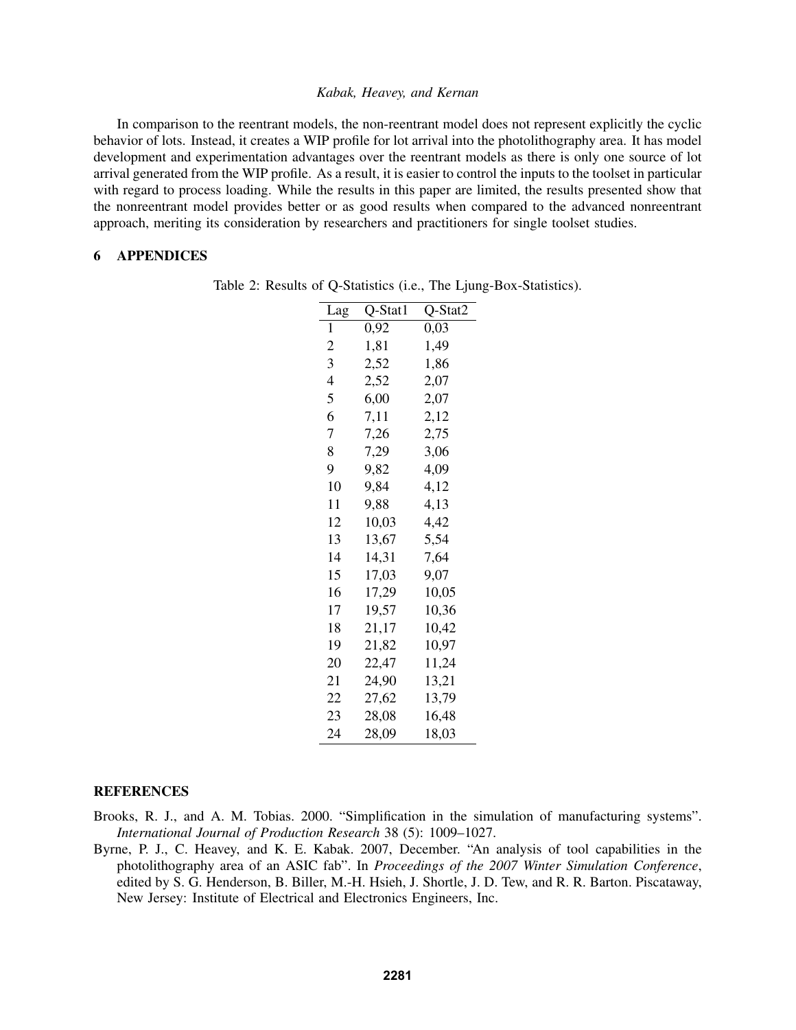In comparison to the reentrant models, the non-reentrant model does not represent explicitly the cyclic behavior of lots. Instead, it creates a WIP profile for lot arrival into the photolithography area. It has model development and experimentation advantages over the reentrant models as there is only one source of lot arrival generated from the WIP profile. As a result, it is easier to control the inputs to the toolset in particular with regard to process loading. While the results in this paper are limited, the results presented show that the nonreentrant model provides better or as good results when compared to the advanced nonreentrant approach, meriting its consideration by researchers and practitioners for single toolset studies.

## 6 APPENDICES

Table 2: Results of Q-Statistics (i.e., The Ljung-Box-Statistics).

| Lag | Q-Stat1 | Q-Stat2 |
|---|---|---|
| 1 | 0,92 | 0,03 |
| 2 | 1,81 | 1,49 |
| 3 | 2,52 | 1,86 |
| 4 | 2,52 | 2,07 |
| 5 | 6,00 | 2,07 |
| 6 | 7,11 | 2,12 |
| 7 | 7,26 | 2,75 |
| 8 | 7,29 | 3,06 |
| 9 | 9,82 | 4,09 |
| 10 | 9,84 | 4,12 |
| 11 | 9,88 | 4,13 |
| 12 | 10,03 | 4,42 |
| 13 | 13,67 | 5,54 |
| 14 | 14,31 | 7,64 |
| 15 | 17,03 | 9,07 |
| 16 | 17,29 | 10,05 |
| 17 | 19,57 | 10,36 |
| 18 | 21,17 | 10,42 |
| 19 | 21,82 | 10,97 |
| 20 | 22,47 | 11,24 |
| 21 | 24,90 | 13,21 |
| 22 | 27,62 | 13,79 |
| 23 | 28,08 | 16,48 |
| 24 | 28,09 | 18,03 |

## REFERENCES

Brooks, R. J., and A. M. Tobias. 2000. "Simplification in the simulation of manufacturing systems". *International Journal of Production Research* 38 (5): 1009–1027.

Byrne, P. J., C. Heavey, and K. E. Kabak. 2007, December. "An analysis of tool capabilities in the photolithography area of an ASIC fab". In *Proceedings of the 2007 Winter Simulation Conference*, edited by S. G. Henderson, B. Biller, M.-H. Hsieh, J. Shortle, J. D. Tew, and R. R. Barton. Piscataway, New Jersey: Institute of Electrical and Electronics Engineers, Inc.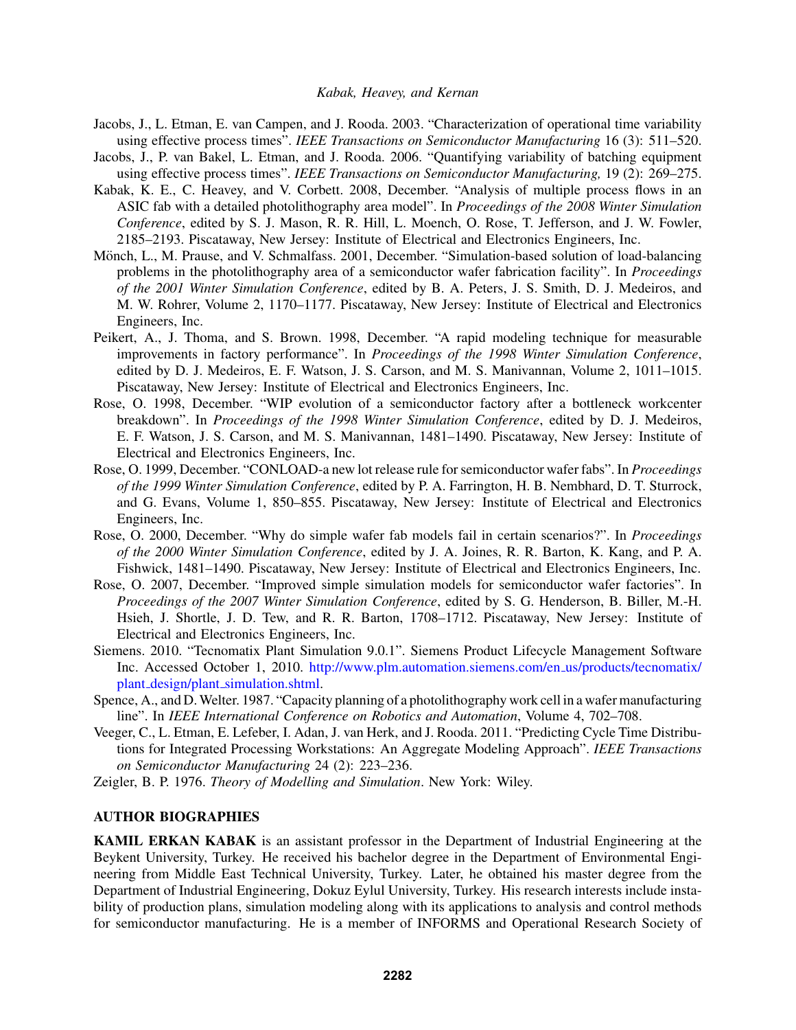Jacobs, J., L. Etman, E. van Campen, and J. Rooda. 2003. "Characterization of operational time variability using effective process times". *IEEE Transactions on Semiconductor Manufacturing* 16 (3): 511–520.

Jacobs, J., P. van Bakel, L. Etman, and J. Rooda. 2006. "Quantifying variability of batching equipment using effective process times". *IEEE Transactions on Semiconductor Manufacturing,* 19 (2): 269–275.

Kabak, K. E., C. Heavey, and V. Corbett. 2008, December. "Analysis of multiple process flows in an ASIC fab with a detailed photolithography area model". In *Proceedings of the 2008 Winter Simulation Conference*, edited by S. J. Mason, R. R. Hill, L. Moench, O. Rose, T. Jefferson, and J. W. Fowler, 2185–2193. Piscataway, New Jersey: Institute of Electrical and Electronics Engineers, Inc.

Mönch, L., M. Prause, and V. Schmalfass. 2001, December. "Simulation-based solution of load-balancing problems in the photolithography area of a semiconductor wafer fabrication facility". In *Proceedings of the 2001 Winter Simulation Conference*, edited by B. A. Peters, J. S. Smith, D. J. Medeiros, and M. W. Rohrer, Volume 2, 1170–1177. Piscataway, New Jersey: Institute of Electrical and Electronics Engineers, Inc.

Peikert, A., J. Thoma, and S. Brown. 1998, December. "A rapid modeling technique for measurable improvements in factory performance". In *Proceedings of the 1998 Winter Simulation Conference*, edited by D. J. Medeiros, E. F. Watson, J. S. Carson, and M. S. Manivannan, Volume 2, 1011–1015. Piscataway, New Jersey: Institute of Electrical and Electronics Engineers, Inc.

Rose, O. 1998, December. "WIP evolution of a semiconductor factory after a bottleneck workcenter breakdown". In *Proceedings of the 1998 Winter Simulation Conference*, edited by D. J. Medeiros, E. F. Watson, J. S. Carson, and M. S. Manivannan, 1481–1490. Piscataway, New Jersey: Institute of Electrical and Electronics Engineers, Inc.

Rose, O. 1999, December. "CONLOAD-a new lot release rule for semiconductor wafer fabs". In *Proceedings of the 1999 Winter Simulation Conference*, edited by P. A. Farrington, H. B. Nembhard, D. T. Sturrock, and G. Evans, Volume 1, 850–855. Piscataway, New Jersey: Institute of Electrical and Electronics Engineers, Inc.

Rose, O. 2000, December. "Why do simple wafer fab models fail in certain scenarios?". In *Proceedings of the 2000 Winter Simulation Conference*, edited by J. A. Joines, R. R. Barton, K. Kang, and P. A. Fishwick, 1481–1490. Piscataway, New Jersey: Institute of Electrical and Electronics Engineers, Inc.

Rose, O. 2007, December. "Improved simple simulation models for semiconductor wafer factories". In *Proceedings of the 2007 Winter Simulation Conference*, edited by S. G. Henderson, B. Biller, M.-H. Hsieh, J. Shortle, J. D. Tew, and R. R. Barton, 1708–1712. Piscataway, New Jersey: Institute of Electrical and Electronics Engineers, Inc.

Siemens. 2010. "Tecnomatix Plant Simulation 9.0.1". Siemens Product Lifecycle Management Software Inc. Accessed October 1, 2010. http://www.plm.automation.siemens.com/en_us/products/tecnomatix/plant_design/plant_simulation.shtml.

Spence, A., and D. Welter. 1987. "Capacity planning of a photolithography work cell in a wafer manufacturing line". In *IEEE International Conference on Robotics and Automation*, Volume 4, 702–708.

Veeger, C., L. Etman, E. Lefeber, I. Adan, J. van Herk, and J. Rooda. 2011. "Predicting Cycle Time Distributions for Integrated Processing Workstations: An Aggregate Modeling Approach". *IEEE Transactions on Semiconductor Manufacturing* 24 (2): 223–236.

Zeigler, B. P. 1976. *Theory of Modelling and Simulation*. New York: Wiley.

## AUTHOR BIOGRAPHIES

**KAMIL ERKAN KABAK** is an assistant professor in the Department of Industrial Engineering at the Beykent University, Turkey. He received his bachelor degree in the Department of Environmental Engineering from Middle East Technical University, Turkey. Later, he obtained his master degree from the Department of Industrial Engineering, Dokuz Eylul University, Turkey. His research interests include instability of production plans, simulation modeling along with its applications to analysis and control methods for semiconductor manufacturing. He is a member of INFORMS and Operational Research Society of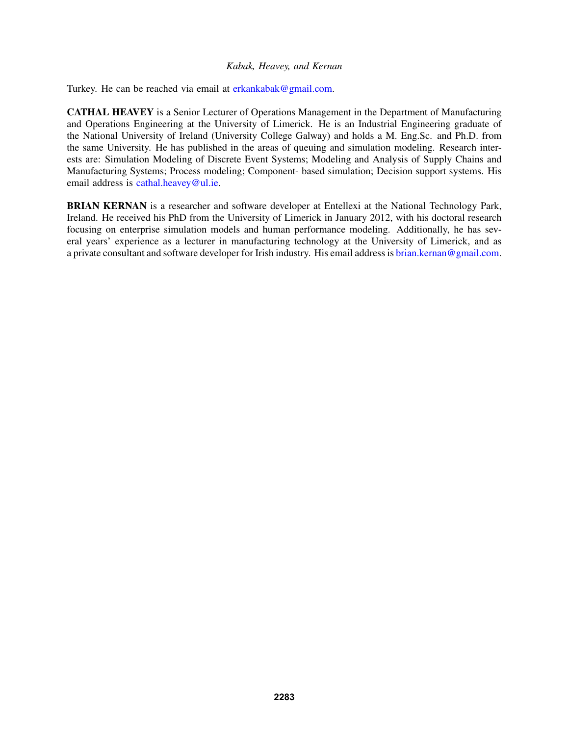Turkey. He can be reached via email at erkankabak@gmail.com.

**CATHAL HEAVEY** is a Senior Lecturer of Operations Management in the Department of Manufacturing and Operations Engineering at the University of Limerick. He is an Industrial Engineering graduate of the National University of Ireland (University College Galway) and holds a M. Eng.Sc. and Ph.D. from the same University. He has published in the areas of queuing and simulation modeling. Research interests are: Simulation Modeling of Discrete Event Systems; Modeling and Analysis of Supply Chains and Manufacturing Systems; Process modeling; Component- based simulation; Decision support systems. His email address is cathal.heavey@ul.ie.

**BRIAN KERNAN** is a researcher and software developer at Entellexi at the National Technology Park, Ireland. He received his PhD from the University of Limerick in January 2012, with his doctoral research focusing on enterprise simulation models and human performance modeling. Additionally, he has several years' experience as a lecturer in manufacturing technology at the University of Limerick, and as a private consultant and software developer for Irish industry. His email address is brian.kernan@gmail.com.